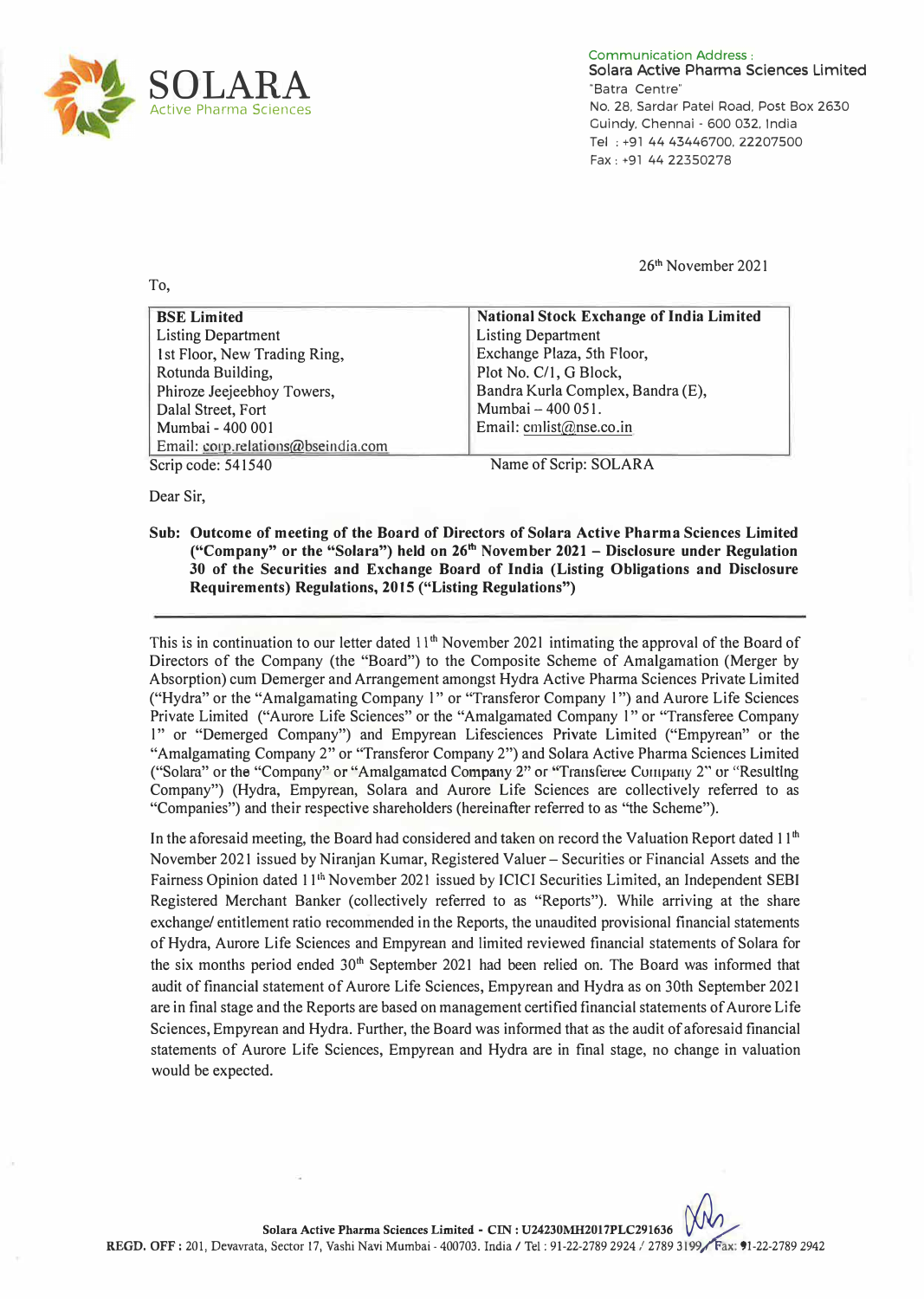**SOLARA**
Active Pharma Sciences

Communication Address :
**Solara Active Pharma Sciences Limited**
"Batra Centre"
No. 28, Sardar Patel Road, Post Box 2630
Guindy, Chennai - 600 032, India
Tel : +91 44 43446700, 22207500
Fax : +91 44 22350278

26th November 2021

To,

| **BSE Limited** | **National Stock Exchange of India Limited** |
|---|---|
| Listing Department | Listing Department |
| 1st Floor, New Trading Ring, | Exchange Plaza, 5th Floor, |
| Rotunda Building, | Plot No. C/1, G Block, |
| Phiroze Jeejeebhoy Towers, | Bandra Kurla Complex, Bandra (E), |
| Dalal Street, Fort | Mumbai – 400 051. |
| Mumbai - 400 001 | Email: cmlist@nse.co.in |
| Email: corp.relations@bseindia.com | |
| Scrip code: 541540 | Name of Scrip: SOLARA |

Dear Sir,

**Sub: Outcome of meeting of the Board of Directors of Solara Active Pharma Sciences Limited ("Company" or the "Solara") held on 26th November 2021 – Disclosure under Regulation 30 of the Securities and Exchange Board of India (Listing Obligations and Disclosure Requirements) Regulations, 2015 ("Listing Regulations")**

---

This is in continuation to our letter dated 11th November 2021 intimating the approval of the Board of Directors of the Company (the "Board") to the Composite Scheme of Amalgamation (Merger by Absorption) cum Demerger and Arrangement amongst Hydra Active Pharma Sciences Private Limited ("Hydra" or the "Amalgamating Company 1" or "Transferor Company 1") and Aurore Life Sciences Private Limited ("Aurore Life Sciences" or the "Amalgamated Company 1" or "Transferee Company 1" or "Demerged Company") and Empyrean Lifesciences Private Limited ("Empyrean" or the "Amalgamating Company 2" or "Transferor Company 2") and Solara Active Pharma Sciences Limited ("Solara" or the "Company" or "Amalgamated Company 2" or "Transferee Company 2" or "Resulting Company") (Hydra, Empyrean, Solara and Aurore Life Sciences are collectively referred to as "Companies") and their respective shareholders (hereinafter referred to as "the Scheme").

In the aforesaid meeting, the Board had considered and taken on record the Valuation Report dated 11th November 2021 issued by Niranjan Kumar, Registered Valuer – Securities or Financial Assets and the Fairness Opinion dated 11th November 2021 issued by ICICI Securities Limited, an Independent SEBI Registered Merchant Banker (collectively referred to as "Reports"). While arriving at the share exchange/ entitlement ratio recommended in the Reports, the unaudited provisional financial statements of Hydra, Aurore Life Sciences and Empyrean and limited reviewed financial statements of Solara for the six months period ended 30th September 2021 had been relied on. The Board was informed that audit of financial statement of Aurore Life Sciences, Empyrean and Hydra as on 30th September 2021 are in final stage and the Reports are based on management certified financial statements of Aurore Life Sciences, Empyrean and Hydra. Further, the Board was informed that as the audit of aforesaid financial statements of Aurore Life Sciences, Empyrean and Hydra are in final stage, no change in valuation would be expected.

**Solara Active Pharma Sciences Limited - CIN : U24230MH2017PLC291636**
**REGD. OFF :** 201, Devavrata, Sector 17, Vashi Navi Mumbai - 400703. India / Tel : 91-22-2789 2924 / 2789 3199 / Fax: 91-22-2789 2942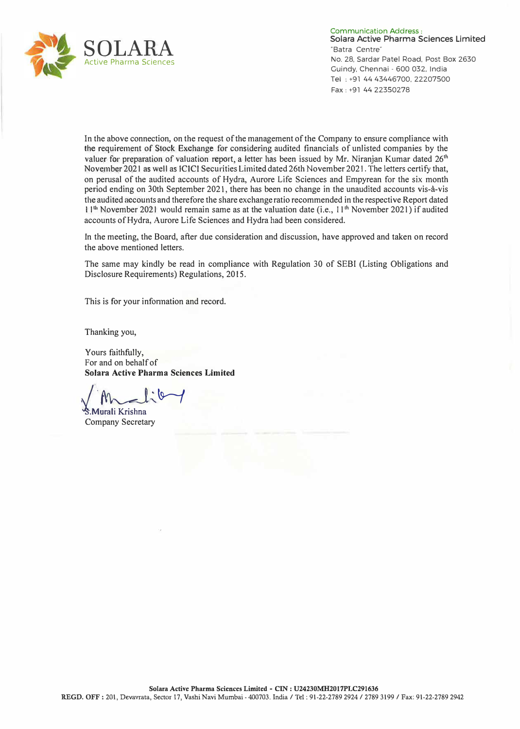In the above connection, on the request of the management of the Company to ensure compliance with the requirement of Stock Exchange for considering audited financials of unlisted companies by the valuer for preparation of valuation report, a letter has been issued by Mr. Niranjan Kumar dated 26th November 2021 as well as ICICI Securities Limited dated 26th November 2021. The letters certify that, on perusal of the audited accounts of Hydra, Aurore Life Sciences and Empyrean for the six month period ending on 30th September 2021, there has been no change in the unaudited accounts vis-à-vis the audited accounts and therefore the share exchange ratio recommended in the respective Report dated 11th November 2021 would remain same as at the valuation date (i.e., 11th November 2021) if audited accounts of Hydra, Aurore Life Sciences and Hydra had been considered.

In the meeting, the Board, after due consideration and discussion, have approved and taken on record the above mentioned letters.

The same may kindly be read in compliance with Regulation 30 of SEBI (Listing Obligations and Disclosure Requirements) Regulations, 2015.

This is for your information and record.

Thanking you,

Yours faithfully,
For and on behalf of
**Solara Active Pharma Sciences Limited**

S.Murali Krishna
Company Secretary